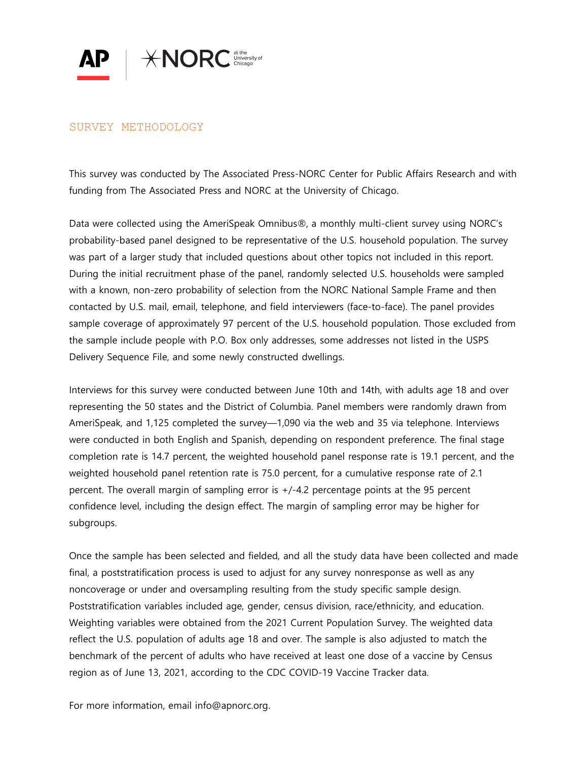## SURVEY METHODOLOGY

This survey was conducted by The Associated Press-NORC Center for Public Affairs Research and with funding from The Associated Press and NORC at the University of Chicago.

Data were collected using the AmeriSpeak Omnibus®, a monthly multi-client survey using NORC's probability-based panel designed to be representative of the U.S. household population. The survey was part of a larger study that included questions about other topics not included in this report. During the initial recruitment phase of the panel, randomly selected U.S. households were sampled with a known, non-zero probability of selection from the NORC National Sample Frame and then contacted by U.S. mail, email, telephone, and field interviewers (face-to-face). The panel provides sample coverage of approximately 97 percent of the U.S. household population. Those excluded from the sample include people with P.O. Box only addresses, some addresses not listed in the USPS Delivery Sequence File, and some newly constructed dwellings.

Interviews for this survey were conducted between June 10th and 14th, with adults age 18 and over representing the 50 states and the District of Columbia. Panel members were randomly drawn from AmeriSpeak, and 1,125 completed the survey—1,090 via the web and 35 via telephone. Interviews were conducted in both English and Spanish, depending on respondent preference. The final stage completion rate is 14.7 percent, the weighted household panel response rate is 19.1 percent, and the weighted household panel retention rate is 75.0 percent, for a cumulative response rate of 2.1 percent. The overall margin of sampling error is +/-4.2 percentage points at the 95 percent confidence level, including the design effect. The margin of sampling error may be higher for subgroups.

Once the sample has been selected and fielded, and all the study data have been collected and made final, a poststratification process is used to adjust for any survey nonresponse as well as any noncoverage or under and oversampling resulting from the study specific sample design. Poststratification variables included age, gender, census division, race/ethnicity, and education. Weighting variables were obtained from the 2021 Current Population Survey. The weighted data reflect the U.S. population of adults age 18 and over. The sample is also adjusted to match the benchmark of the percent of adults who have received at least one dose of a vaccine by Census region as of June 13, 2021, according to the CDC COVID-19 Vaccine Tracker data.

For more information, email info@apnorc.org.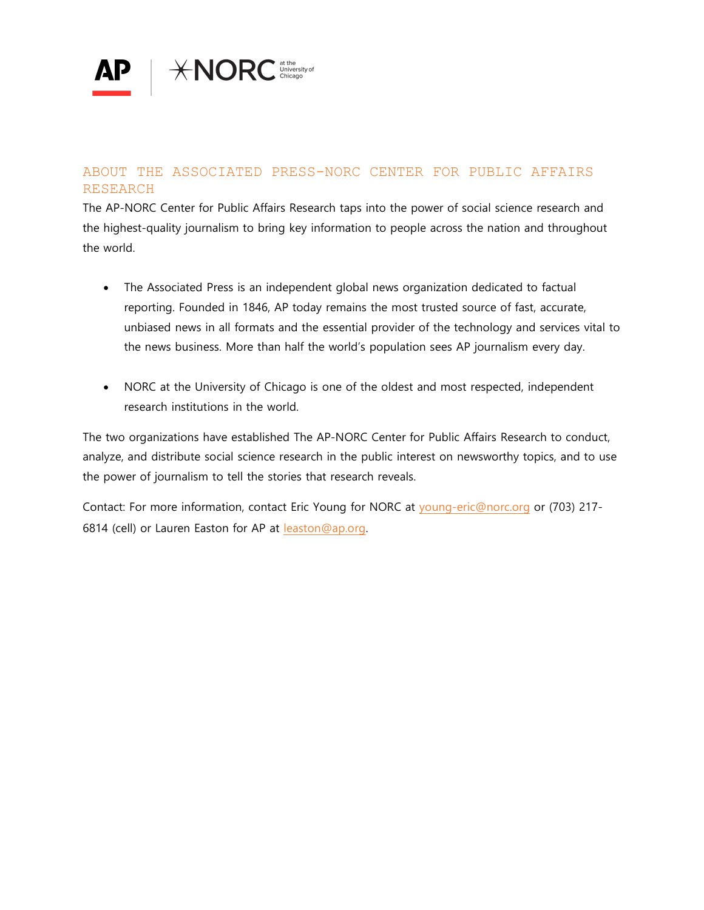## ABOUT THE ASSOCIATED PRESS-NORC CENTER FOR PUBLIC AFFAIRS RESEARCH

The AP-NORC Center for Public Affairs Research taps into the power of social science research and the highest-quality journalism to bring key information to people across the nation and throughout the world.

- The Associated Press is an independent global news organization dedicated to factual reporting. Founded in 1846, AP today remains the most trusted source of fast, accurate, unbiased news in all formats and the essential provider of the technology and services vital to the news business. More than half the world's population sees AP journalism every day.

- NORC at the University of Chicago is one of the oldest and most respected, independent research institutions in the world.

The two organizations have established The AP-NORC Center for Public Affairs Research to conduct, analyze, and distribute social science research in the public interest on newsworthy topics, and to use the power of journalism to tell the stories that research reveals.

Contact: For more information, contact Eric Young for NORC at young-eric@norc.org or (703) 217-6814 (cell) or Lauren Easton for AP at leaston@ap.org.